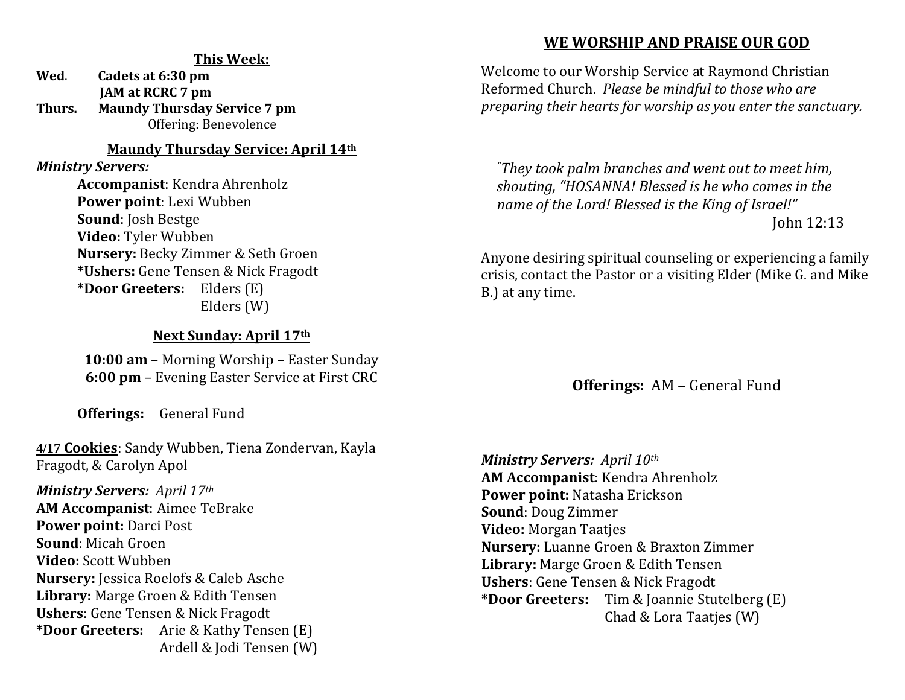**This Week:**

**Wed.** **Cadets at 6:30 pm**
**JAM at RCRC 7 pm**
**Thurs.** **Maundy Thursday Service 7 pm**
Offering: Benevolence

**Maundy Thursday Service: April 14th**

*Ministry Servers:*
**Accompanist**: Kendra Ahrenholz
**Power point**: Lexi Wubben
**Sound**: Josh Bestge
**Video:** Tyler Wubben
**Nursery:** Becky Zimmer & Seth Groen
***Ushers:** Gene Tensen & Nick Fragodt
***Door Greeters:** Elders (E)
Elders (W)

**Next Sunday: April 17th**

**10:00 am** – Morning Worship – Easter Sunday
**6:00 pm** – Evening Easter Service at First CRC

**Offerings:** General Fund

**4/17 Cookies**: Sandy Wubben, Tiena Zondervan, Kayla Fragodt, & Carolyn Apol

*Ministry Servers: April 17th*
**AM Accompanist**: Aimee TeBrake
**Power point:** Darci Post
**Sound**: Micah Groen
**Video:** Scott Wubben
**Nursery:** Jessica Roelofs & Caleb Asche
**Library:** Marge Groen & Edith Tensen
**Ushers**: Gene Tensen & Nick Fragodt
***Door Greeters:** Arie & Kathy Tensen (E)
Ardell & Jodi Tensen (W)

## WE WORSHIP AND PRAISE OUR GOD

Welcome to our Worship Service at Raymond Christian Reformed Church. *Please be mindful to those who are preparing their hearts for worship as you enter the sanctuary.*

*"They took palm branches and went out to meet him, shouting, "HOSANNA! Blessed is he who comes in the name of the Lord! Blessed is the King of Israel!"*
John 12:13

Anyone desiring spiritual counseling or experiencing a family crisis, contact the Pastor or a visiting Elder (Mike G. and Mike B.) at any time.

**Offerings:** AM – General Fund

*Ministry Servers: April 10th*
**AM Accompanist**: Kendra Ahrenholz
**Power point:** Natasha Erickson
**Sound**: Doug Zimmer
**Video:** Morgan Taatjes
**Nursery:** Luanne Groen & Braxton Zimmer
**Library:** Marge Groen & Edith Tensen
**Ushers**: Gene Tensen & Nick Fragodt
***Door Greeters:** Tim & Joannie Stutelberg (E)
Chad & Lora Taatjes (W)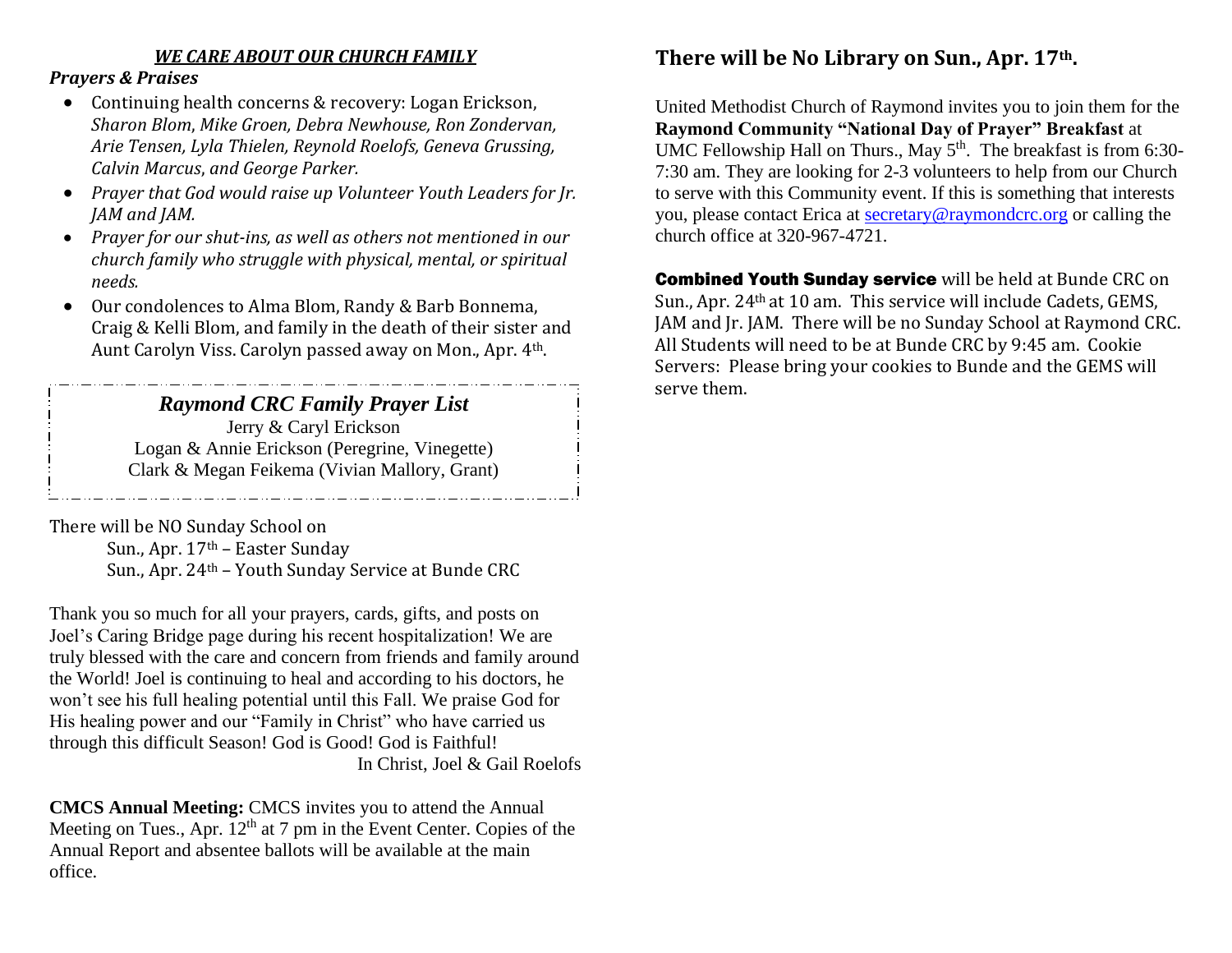***WE CARE ABOUT OUR CHURCH FAMILY***

***Prayers & Praises***

- Continuing health concerns & recovery: Logan Erickson, *Sharon Blom, Mike Groen, Debra Newhouse, Ron Zondervan, Arie Tensen, Lyla Thielen, Reynold Roelofs, Geneva Grussing, Calvin Marcus, and George Parker.*
- *Prayer that God would raise up Volunteer Youth Leaders for Jr. JAM and JAM.*
- *Prayer for our shut-ins, as well as others not mentioned in our church family who struggle with physical, mental, or spiritual needs.*
- Our condolences to Alma Blom, Randy & Barb Bonnema, Craig & Kelli Blom, and family in the death of their sister and Aunt Carolyn Viss. Carolyn passed away on Mon., Apr. 4th.

***Raymond CRC Family Prayer List***

Jerry & Caryl Erickson
Logan & Annie Erickson (Peregrine, Vinegette)
Clark & Megan Feikema (Vivian Mallory, Grant)

There will be NO Sunday School on
Sun., Apr. 17th – Easter Sunday
Sun., Apr. 24th – Youth Sunday Service at Bunde CRC

Thank you so much for all your prayers, cards, gifts, and posts on Joel's Caring Bridge page during his recent hospitalization! We are truly blessed with the care and concern from friends and family around the World! Joel is continuing to heal and according to his doctors, he won't see his full healing potential until this Fall. We praise God for His healing power and our "Family in Christ" who have carried us through this difficult Season! God is Good! God is Faithful!

In Christ, Joel & Gail Roelofs

**CMCS Annual Meeting:** CMCS invites you to attend the Annual Meeting on Tues., Apr. 12th at 7 pm in the Event Center. Copies of the Annual Report and absentee ballots will be available at the main office.

## There will be No Library on Sun., Apr. 17th.

United Methodist Church of Raymond invites you to join them for the **Raymond Community "National Day of Prayer" Breakfast** at UMC Fellowship Hall on Thurs., May 5th. The breakfast is from 6:30-7:30 am. They are looking for 2-3 volunteers to help from our Church to serve with this Community event. If this is something that interests you, please contact Erica at secretary@raymondcrc.org or calling the church office at 320-967-4721.

**Combined Youth Sunday service** will be held at Bunde CRC on Sun., Apr. 24th at 10 am. This service will include Cadets, GEMS, JAM and Jr. JAM. There will be no Sunday School at Raymond CRC. All Students will need to be at Bunde CRC by 9:45 am. Cookie Servers: Please bring your cookies to Bunde and the GEMS will serve them.